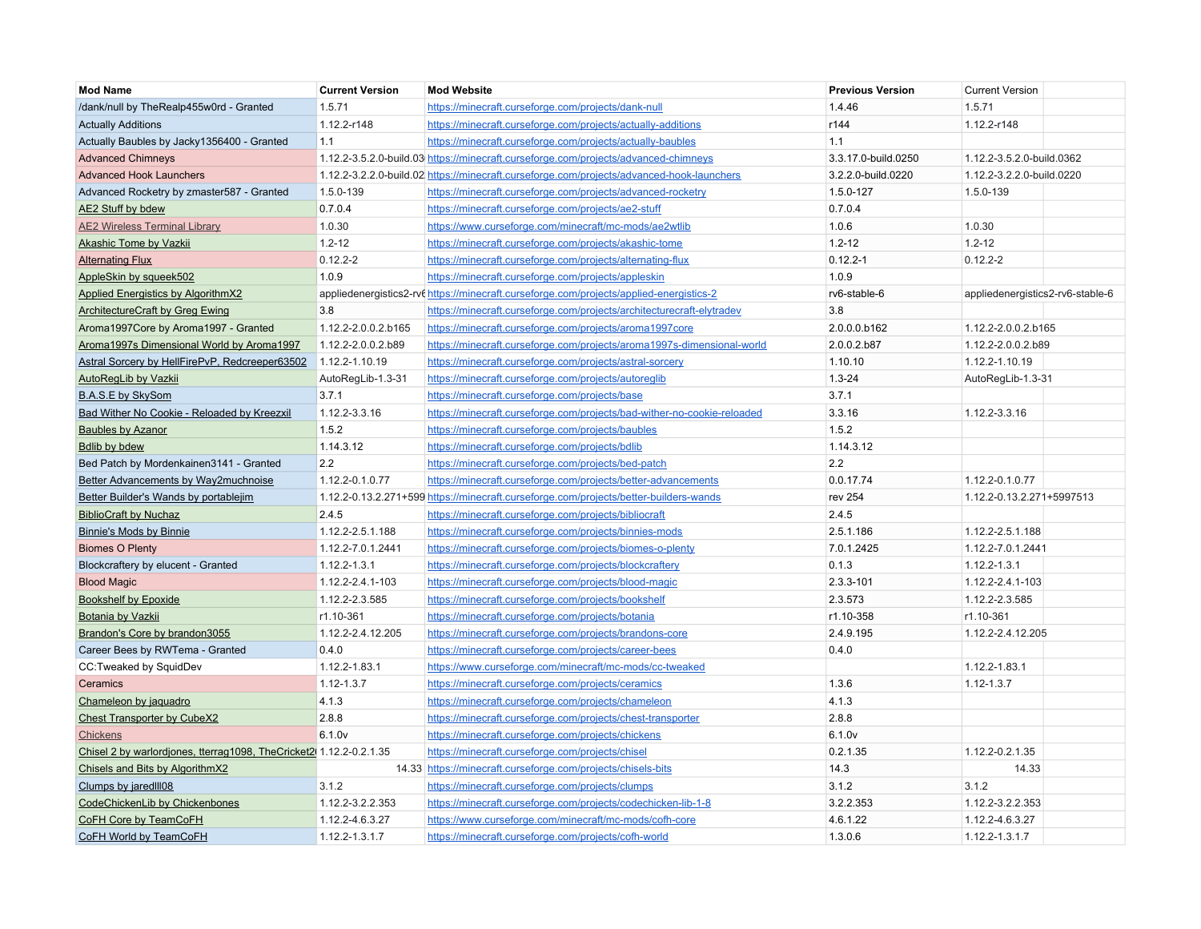| Mod Name | Current Version | Mod Website | Previous Version | Current Version | |
|---|---|---|---|---|---|
| /dank/null by TheRealp455w0rd - Granted | 1.5.71 | https://minecraft.curseforge.com/projects/dank-null | 1.4.46 | 1.5.71 | |
| Actually Additions | 1.12.2-r148 | https://minecraft.curseforge.com/projects/actually-additions | r144 | 1.12.2-r148 | |
| Actually Baubles by Jacky1356400 - Granted | 1.1 | https://minecraft.curseforge.com/projects/actually-baubles | 1.1 | | |
| Advanced Chimneys | 1.12.2-3.5.2.0-build.03 | https://minecraft.curseforge.com/projects/advanced-chimneys | 3.3.17.0-build.0250 | 1.12.2-3.5.2.0-build.0362 | |
| Advanced Hook Launchers | 1.12.2-3.2.2.0-build.02 | https://minecraft.curseforge.com/projects/advanced-hook-launchers | 3.2.2.0-build.0220 | 1.12.2-3.2.2.0-build.0220 | |
| Advanced Rocketry by zmaster587 - Granted | 1.5.0-139 | https://minecraft.curseforge.com/projects/advanced-rocketry | 1.5.0-127 | 1.5.0-139 | |
| AE2 Stuff by bdew | 0.7.0.4 | https://minecraft.curseforge.com/projects/ae2-stuff | 0.7.0.4 | | |
| AE2 Wireless Terminal Library | 1.0.30 | https://www.curseforge.com/minecraft/mc-mods/ae2wtlib | 1.0.6 | 1.0.30 | |
| Akashic Tome by Vazkii | 1.2-12 | https://minecraft.curseforge.com/projects/akashic-tome | 1.2-12 | 1.2-12 | |
| Alternating Flux | 0.12.2-2 | https://minecraft.curseforge.com/projects/alternating-flux | 0.12.2-1 | 0.12.2-2 | |
| AppleSkin by squeek502 | 1.0.9 | https://minecraft.curseforge.com/projects/appleskin | 1.0.9 | | |
| Applied Energistics by AlgorithmX2 | appliedenergistics2-rv6 | https://minecraft.curseforge.com/projects/applied-energistics-2 | rv6-stable-6 | appliedenergistics2-rv6-stable-6 | |
| ArchitectureCraft by Greg Ewing | 3.8 | https://minecraft.curseforge.com/projects/architecturecraft-elytradev | 3.8 | | |
| Aroma1997Core by Aroma1997 - Granted | 1.12.2-2.0.0.2.b165 | https://minecraft.curseforge.com/projects/aroma1997core | 2.0.0.0.b162 | 1.12.2-2.0.0.2.b165 | |
| Aroma1997s Dimensional World by Aroma1997 | 1.12.2-2.0.0.2.b89 | https://minecraft.curseforge.com/projects/aroma1997s-dimensional-world | 2.0.0.2.b87 | 1.12.2-2.0.0.2.b89 | |
| Astral Sorcery by HellFirePvP, Redcreeper63502 | 1.12.2-1.10.19 | https://minecraft.curseforge.com/projects/astral-sorcery | 1.10.10 | 1.12.2-1.10.19 | |
| AutoRegLib by Vazkii | AutoRegLib-1.3-31 | https://minecraft.curseforge.com/projects/autoreglib | 1.3-24 | AutoRegLib-1.3-31 | |
| B.A.S.E by SkySom | 3.7.1 | https://minecraft.curseforge.com/projects/base | 3.7.1 | | |
| Bad Wither No Cookie - Reloaded by Kreezxil | 1.12.2-3.3.16 | https://minecraft.curseforge.com/projects/bad-wither-no-cookie-reloaded | 3.3.16 | 1.12.2-3.3.16 | |
| Baubles by Azanor | 1.5.2 | https://minecraft.curseforge.com/projects/baubles | 1.5.2 | | |
| Bdlib by bdew | 1.14.3.12 | https://minecraft.curseforge.com/projects/bdlib | 1.14.3.12 | | |
| Bed Patch by Mordenkainen3141 - Granted | 2.2 | https://minecraft.curseforge.com/projects/bed-patch | 2.2 | | |
| Better Advancements by Way2muchnoise | 1.12.2-0.1.0.77 | https://minecraft.curseforge.com/projects/better-advancements | 0.0.17.74 | 1.12.2-0.1.0.77 | |
| Better Builder's Wands by portablejim | 1.12.2-0.13.2.271+599 | https://minecraft.curseforge.com/projects/better-builders-wands | rev 254 | 1.12.2-0.13.2.271+5997513 | |
| BiblioCraft by Nuchaz | 2.4.5 | https://minecraft.curseforge.com/projects/bibliocraft | 2.4.5 | | |
| Binnie's Mods by Binnie | 1.12.2-2.5.1.188 | https://minecraft.curseforge.com/projects/binnies-mods | 2.5.1.186 | 1.12.2-2.5.1.188 | |
| Biomes O Plenty | 1.12.2-7.0.1.2441 | https://minecraft.curseforge.com/projects/biomes-o-plenty | 7.0.1.2425 | 1.12.2-7.0.1.2441 | |
| Blockcraftery by elucent - Granted | 1.12.2-1.3.1 | https://minecraft.curseforge.com/projects/blockcraftery | 0.1.3 | 1.12.2-1.3.1 | |
| Blood Magic | 1.12.2-2.4.1-103 | https://minecraft.curseforge.com/projects/blood-magic | 2.3.3-101 | 1.12.2-2.4.1-103 | |
| Bookshelf by Epoxide | 1.12.2-2.3.585 | https://minecraft.curseforge.com/projects/bookshelf | 2.3.573 | 1.12.2-2.3.585 | |
| Botania by Vazkii | r1.10-361 | https://minecraft.curseforge.com/projects/botania | r1.10-358 | r1.10-361 | |
| Brandon's Core by brandon3055 | 1.12.2-2.4.12.205 | https://minecraft.curseforge.com/projects/brandons-core | 2.4.9.195 | 1.12.2-2.4.12.205 | |
| Career Bees by RWTema - Granted | 0.4.0 | https://minecraft.curseforge.com/projects/career-bees | 0.4.0 | | |
| CC:Tweaked by SquidDev | 1.12.2-1.83.1 | https://www.curseforge.com/minecraft/mc-mods/cc-tweaked | | 1.12.2-1.83.1 | |
| Ceramics | 1.12-1.3.7 | https://minecraft.curseforge.com/projects/ceramics | 1.3.6 | 1.12-1.3.7 | |
| Chameleon by jaquadro | 4.1.3 | https://minecraft.curseforge.com/projects/chameleon | 4.1.3 | | |
| Chest Transporter by CubeX2 | 2.8.8 | https://minecraft.curseforge.com/projects/chest-transporter | 2.8.8 | | |
| Chickens | 6.1.0v | https://minecraft.curseforge.com/projects/chickens | 6.1.0v | | |
| Chisel 2 by warlordjones, tterrag1098, TheCricket2 | 1.12.2-0.2.1.35 | https://minecraft.curseforge.com/projects/chisel | 0.2.1.35 | 1.12.2-0.2.1.35 | |
| Chisels and Bits by AlgorithmX2 | 14.33 | https://minecraft.curseforge.com/projects/chisels-bits | 14.3 | 14.33 | |
| Clumps by jaredlll08 | 3.1.2 | https://minecraft.curseforge.com/projects/clumps | 3.1.2 | 3.1.2 | |
| CodeChickenLib by Chickenbones | 1.12.2-3.2.2.353 | https://minecraft.curseforge.com/projects/codechicken-lib-1-8 | 3.2.2.353 | 1.12.2-3.2.2.353 | |
| CoFH Core by TeamCoFH | 1.12.2-4.6.3.27 | https://www.curseforge.com/minecraft/mc-mods/cofh-core | 4.6.1.22 | 1.12.2-4.6.3.27 | |
| CoFH World by TeamCoFH | 1.12.2-1.3.1.7 | https://minecraft.curseforge.com/projects/cofh-world | 1.3.0.6 | 1.12.2-1.3.1.7 | |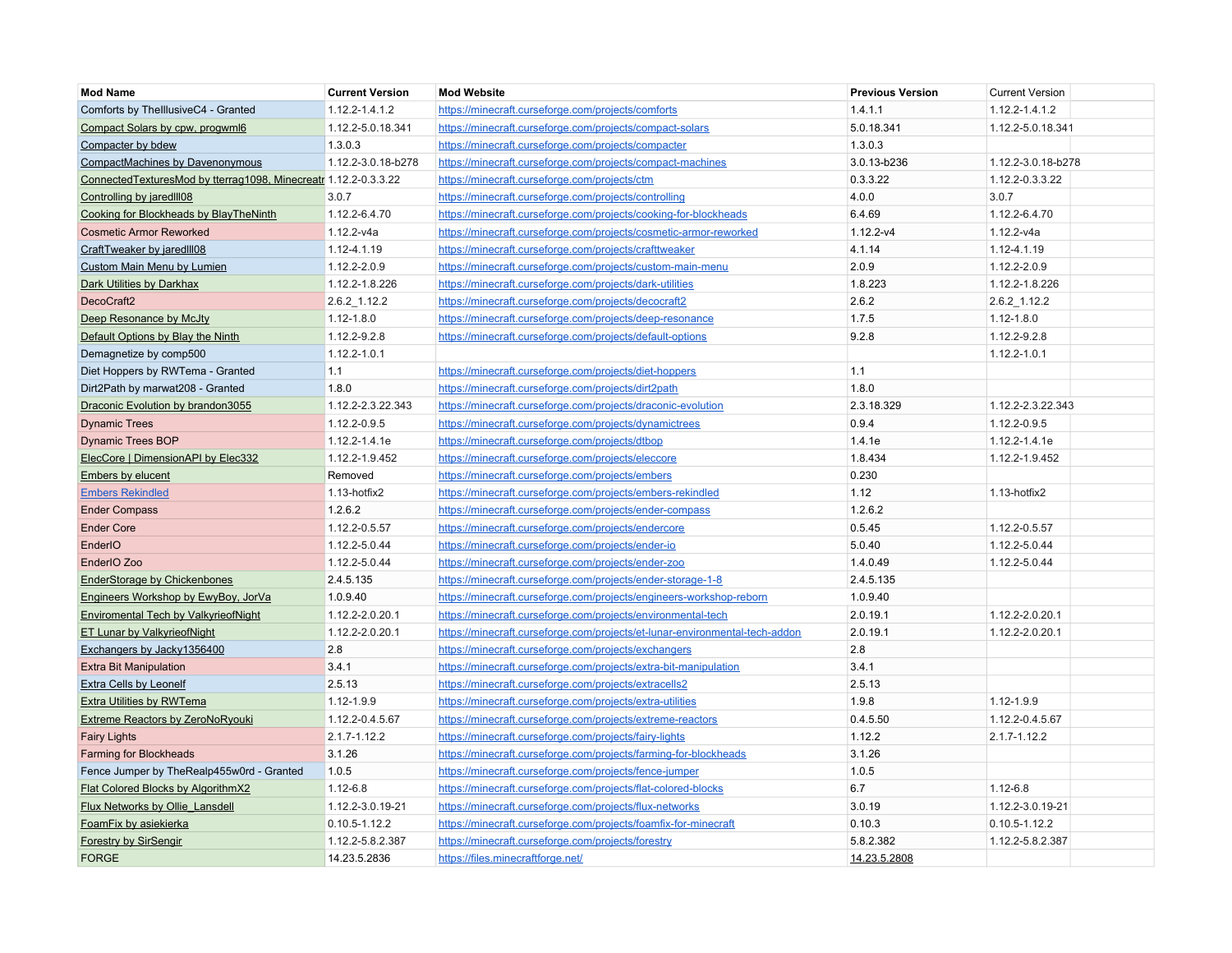| Mod Name | Current Version | Mod Website | Previous Version | Current Version | |
|---|---|---|---|---|---|
| Comforts by TheIllusiveC4 - Granted | 1.12.2-1.4.1.2 | https://minecraft.curseforge.com/projects/comforts | 1.4.1.1 | 1.12.2-1.4.1.2 | |
| Compact Solars by cpw, progwml6 | 1.12.2-5.0.18.341 | https://minecraft.curseforge.com/projects/compact-solars | 5.0.18.341 | 1.12.2-5.0.18.341 | |
| Compacter by bdew | 1.3.0.3 | https://minecraft.curseforge.com/projects/compacter | 1.3.0.3 | | |
| CompactMachines by Davenonymous | 1.12.2-3.0.18-b278 | https://minecraft.curseforge.com/projects/compact-machines | 3.0.13-b236 | 1.12.2-3.0.18-b278 | |
| ConnectedTexturesMod by tterrag1098, Minecreatr | 1.12.2-0.3.3.22 | https://minecraft.curseforge.com/projects/ctm | 0.3.3.22 | 1.12.2-0.3.3.22 | |
| Controlling by jaredlll08 | 3.0.7 | https://minecraft.curseforge.com/projects/controlling | 4.0.0 | 3.0.7 | |
| Cooking for Blockheads by BlayTheNinth | 1.12.2-6.4.70 | https://minecraft.curseforge.com/projects/cooking-for-blockheads | 6.4.69 | 1.12.2-6.4.70 | |
| Cosmetic Armor Reworked | 1.12.2-v4a | https://minecraft.curseforge.com/projects/cosmetic-armor-reworked | 1.12.2-v4 | 1.12.2-v4a | |
| CraftTweaker by jaredlll08 | 1.12-4.1.19 | https://minecraft.curseforge.com/projects/crafttweaker | 4.1.14 | 1.12-4.1.19 | |
| Custom Main Menu by Lumien | 1.12.2-2.0.9 | https://minecraft.curseforge.com/projects/custom-main-menu | 2.0.9 | 1.12.2-2.0.9 | |
| Dark Utilities by Darkhax | 1.12.2-1.8.226 | https://minecraft.curseforge.com/projects/dark-utilities | 1.8.223 | 1.12.2-1.8.226 | |
| DecoCraft2 | 2.6.2_1.12.2 | https://minecraft.curseforge.com/projects/decocraft2 | 2.6.2 | 2.6.2_1.12.2 | |
| Deep Resonance by McJty | 1.12-1.8.0 | https://minecraft.curseforge.com/projects/deep-resonance | 1.7.5 | 1.12-1.8.0 | |
| Default Options by Blay the Ninth | 1.12.2-9.2.8 | https://minecraft.curseforge.com/projects/default-options | 9.2.8 | 1.12.2-9.2.8 | |
| Demagnetize by comp500 | 1.12.2-1.0.1 | | | 1.12.2-1.0.1 | |
| Diet Hoppers by RWTema - Granted | 1.1 | https://minecraft.curseforge.com/projects/diet-hoppers | 1.1 | | |
| Dirt2Path by marwat208 - Granted | 1.8.0 | https://minecraft.curseforge.com/projects/dirt2path | 1.8.0 | | |
| Draconic Evolution by brandon3055 | 1.12.2-2.3.22.343 | https://minecraft.curseforge.com/projects/draconic-evolution | 2.3.18.329 | 1.12.2-2.3.22.343 | |
| Dynamic Trees | 1.12.2-0.9.5 | https://minecraft.curseforge.com/projects/dynamictrees | 0.9.4 | 1.12.2-0.9.5 | |
| Dynamic Trees BOP | 1.12.2-1.4.1e | https://minecraft.curseforge.com/projects/dtbop | 1.4.1e | 1.12.2-1.4.1e | |
| ElecCore \| DimensionAPI by Elec332 | 1.12.2-1.9.452 | https://minecraft.curseforge.com/projects/eleccore | 1.8.434 | 1.12.2-1.9.452 | |
| Embers by elucent | Removed | https://minecraft.curseforge.com/projects/embers | 0.230 | | |
| Embers Rekindled | 1.13-hotfix2 | https://minecraft.curseforge.com/projects/embers-rekindled | 1.12 | 1.13-hotfix2 | |
| Ender Compass | 1.2.6.2 | https://minecraft.curseforge.com/projects/ender-compass | 1.2.6.2 | | |
| Ender Core | 1.12.2-0.5.57 | https://minecraft.curseforge.com/projects/endercore | 0.5.45 | 1.12.2-0.5.57 | |
| EnderIO | 1.12.2-5.0.44 | https://minecraft.curseforge.com/projects/ender-io | 5.0.40 | 1.12.2-5.0.44 | |
| EnderIO Zoo | 1.12.2-5.0.44 | https://minecraft.curseforge.com/projects/ender-zoo | 1.4.0.49 | 1.12.2-5.0.44 | |
| EnderStorage by Chickenbones | 2.4.5.135 | https://minecraft.curseforge.com/projects/ender-storage-1-8 | 2.4.5.135 | | |
| Engineers Workshop by EwyBoy, JorVa | 1.0.9.40 | https://minecraft.curseforge.com/projects/engineers-workshop-reborn | 1.0.9.40 | | |
| Enviromental Tech by ValkyrieofNight | 1.12.2-2.0.20.1 | https://minecraft.curseforge.com/projects/environmental-tech | 2.0.19.1 | 1.12.2-2.0.20.1 | |
| ET Lunar by ValkyrieofNight | 1.12.2-2.0.20.1 | https://minecraft.curseforge.com/projects/et-lunar-environmental-tech-addon | 2.0.19.1 | 1.12.2-2.0.20.1 | |
| Exchangers by Jacky1356400 | 2.8 | https://minecraft.curseforge.com/projects/exchangers | 2.8 | | |
| Extra Bit Manipulation | 3.4.1 | https://minecraft.curseforge.com/projects/extra-bit-manipulation | 3.4.1 | | |
| Extra Cells by Leonelf | 2.5.13 | https://minecraft.curseforge.com/projects/extracells2 | 2.5.13 | | |
| Extra Utilities by RWTema | 1.12-1.9.9 | https://minecraft.curseforge.com/projects/extra-utilities | 1.9.8 | 1.12-1.9.9 | |
| Extreme Reactors by ZeroNoRyouki | 1.12.2-0.4.5.67 | https://minecraft.curseforge.com/projects/extreme-reactors | 0.4.5.50 | 1.12.2-0.4.5.67 | |
| Fairy Lights | 2.1.7-1.12.2 | https://minecraft.curseforge.com/projects/fairy-lights | 1.12.2 | 2.1.7-1.12.2 | |
| Farming for Blockheads | 3.1.26 | https://minecraft.curseforge.com/projects/farming-for-blockheads | 3.1.26 | | |
| Fence Jumper by TheRealp455w0rd - Granted | 1.0.5 | https://minecraft.curseforge.com/projects/fence-jumper | 1.0.5 | | |
| Flat Colored Blocks by AlgorithmX2 | 1.12-6.8 | https://minecraft.curseforge.com/projects/flat-colored-blocks | 6.7 | 1.12-6.8 | |
| Flux Networks by Ollie_Lansdell | 1.12.2-3.0.19-21 | https://minecraft.curseforge.com/projects/flux-networks | 3.0.19 | 1.12.2-3.0.19-21 | |
| FoamFix by asiekierka | 0.10.5-1.12.2 | https://minecraft.curseforge.com/projects/foamfix-for-minecraft | 0.10.3 | 0.10.5-1.12.2 | |
| Forestry by SirSengir | 1.12.2-5.8.2.387 | https://minecraft.curseforge.com/projects/forestry | 5.8.2.382 | 1.12.2-5.8.2.387 | |
| FORGE | 14.23.5.2836 | https://files.minecraftforge.net/ | 14.23.5.2808 | | |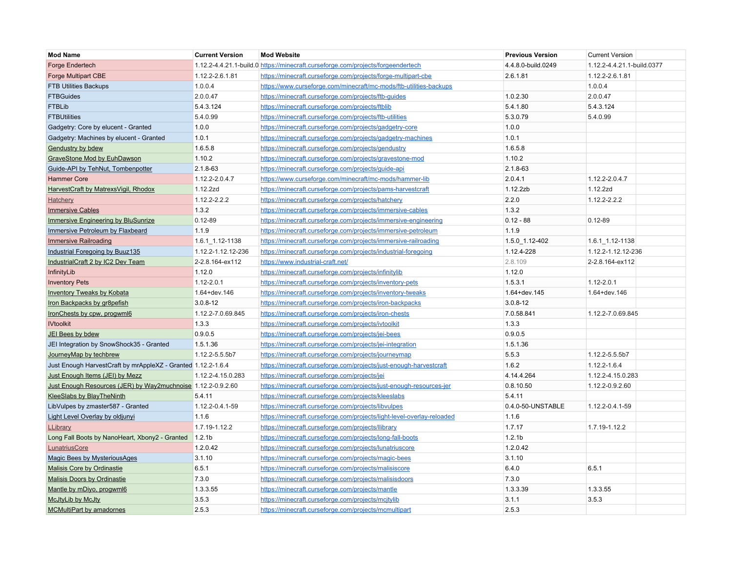| Mod Name | Current Version | Mod Website | Previous Version | Current Version | |
|---|---|---|---|---|---|
| Forge Endertech | 1.12.2-4.4.21.1-build.0 | https://minecraft.curseforge.com/projects/forgeendertech | 4.4.8.0-build.0249 | 1.12.2-4.4.21.1-build.0377 | |
| Forge Multipart CBE | 1.12.2-2.6.1.81 | https://minecraft.curseforge.com/projects/forge-multipart-cbe | 2.6.1.81 | 1.12.2-2.6.1.81 | |
| FTB Utilities Backups | 1.0.0.4 | https://www.curseforge.com/minecraft/mc-mods/ftb-utilities-backups | | 1.0.0.4 | |
| FTBGuides | 2.0.0.47 | https://minecraft.curseforge.com/projects/ftb-guides | 1.0.2.30 | 2.0.0.47 | |
| FTBLib | 5.4.3.124 | https://minecraft.curseforge.com/projects/ftblib | 5.4.1.80 | 5.4.3.124 | |
| FTBUtilities | 5.4.0.99 | https://minecraft.curseforge.com/projects/ftb-utilities | 5.3.0.79 | 5.4.0.99 | |
| Gadgetry: Core by elucent - Granted | 1.0.0 | https://minecraft.curseforge.com/projects/gadgetry-core | 1.0.0 | | |
| Gadgetry: Machines by elucent - Granted | 1.0.1 | https://minecraft.curseforge.com/projects/gadgetry-machines | 1.0.1 | | |
| Gendustry by bdew | 1.6.5.8 | https://minecraft.curseforge.com/projects/gendustry | 1.6.5.8 | | |
| GraveStone Mod by EuhDawson | 1.10.2 | https://minecraft.curseforge.com/projects/gravestone-mod | 1.10.2 | | |
| Guide-API by TehNut, Tombenpotter | 2.1.8-63 | https://minecraft.curseforge.com/projects/guide-api | 2.1.8-63 | | |
| Hammer Core | 1.12.2-2.0.4.7 | https://www.curseforge.com/minecraft/mc-mods/hammer-lib | 2.0.4.1 | 1.12.2-2.0.4.7 | |
| HarvestCraft by MatrexsVigil, Rhodox | 1.12.2zd | https://minecraft.curseforge.com/projects/pams-harvestcraft | 1.12.2zb | 1.12.2zd | |
| Hatchery | 1.12.2-2.2.2 | https://minecraft.curseforge.com/projects/hatchery | 2.2.0 | 1.12.2-2.2.2 | |
| Immersive Cables | 1.3.2 | https://minecraft.curseforge.com/projects/immersive-cables | 1.3.2 | | |
| Immersive Engineering by BluSunrize | 0.12-89 | https://minecraft.curseforge.com/projects/immersive-engineering | 0.12 - 88 | 0.12-89 | |
| Immersive Petroleum by Flaxbeard | 1.1.9 | https://minecraft.curseforge.com/projects/immersive-petroleum | 1.1.9 | | |
| Immersive Railroading | 1.6.1_1.12-1138 | https://minecraft.curseforge.com/projects/immersive-railroading | 1.5.0_1.12-402 | 1.6.1_1.12-1138 | |
| Industrial Foregoing by Buuz135 | 1.12.2-1.12.12-236 | https://minecraft.curseforge.com/projects/industrial-foregoing | 1.12.4-228 | 1.12.2-1.12.12-236 | |
| IndustrialCraft 2 by IC2 Dev Team | 2-2.8.164-ex112 | https://www.industrial-craft.net/ | 2.8.109 | 2-2.8.164-ex112 | |
| InfinityLib | 1.12.0 | https://minecraft.curseforge.com/projects/infinitylib | 1.12.0 | | |
| Inventory Pets | 1.12-2.0.1 | https://minecraft.curseforge.com/projects/inventory-pets | 1.5.3.1 | 1.12-2.0.1 | |
| Inventory Tweaks by Kobata | 1.64+dev.146 | https://minecraft.curseforge.com/projects/inventory-tweaks | 1.64+dev.145 | 1.64+dev.146 | |
| Iron Backpacks by gr8pefish | 3.0.8-12 | https://minecraft.curseforge.com/projects/iron-backpacks | 3.0.8-12 | | |
| IronChests by cpw, progwml6 | 1.12.2-7.0.69.845 | https://minecraft.curseforge.com/projects/iron-chests | 7.0.58.841 | 1.12.2-7.0.69.845 | |
| IVtoolkit | 1.3.3 | https://minecraft.curseforge.com/projects/ivtoolkit | 1.3.3 | | |
| JEI Bees by bdew | 0.9.0.5 | https://minecraft.curseforge.com/projects/jei-bees | 0.9.0.5 | | |
| JEI Integration by SnowShock35 - Granted | 1.5.1.36 | https://minecraft.curseforge.com/projects/jei-integration | 1.5.1.36 | | |
| JourneyMap by techbrew | 1.12.2-5.5.5b7 | https://minecraft.curseforge.com/projects/journeymap | 5.5.3 | 1.12.2-5.5.5b7 | |
| Just Enough HarvestCraft by mrAppleXZ - Granted | 1.12.2-1.6.4 | https://minecraft.curseforge.com/projects/just-enough-harvestcraft | 1.6.2 | 1.12.2-1.6.4 | |
| Just Enough Items (JEI) by Mezz | 1.12.2-4.15.0.283 | https://minecraft.curseforge.com/projects/jei | 4.14.4.264 | 1.12.2-4.15.0.283 | |
| Just Enough Resources (JER) by Way2muchnoise | 1.12.2-0.9.2.60 | https://minecraft.curseforge.com/projects/just-enough-resources-jer | 0.8.10.50 | 1.12.2-0.9.2.60 | |
| KleeSlabs by BlayTheNinth | 5.4.11 | https://minecraft.curseforge.com/projects/kleeslabs | 5.4.11 | | |
| LibVulpes by zmaster587 - Granted | 1.12.2-0.4.1-59 | https://minecraft.curseforge.com/projects/libvulpes | 0.4.0-50-UNSTABLE | 1.12.2-0.4.1-59 | |
| Light Level Overlay by oldjunyi | 1.1.6 | https://minecraft.curseforge.com/projects/light-level-overlay-reloaded | 1.1.6 | | |
| LLibrary | 1.7.19-1.12.2 | https://minecraft.curseforge.com/projects/llibrary | 1.7.17 | 1.7.19-1.12.2 | |
| Long Fall Boots by NanoHeart, Xbony2 - Granted | 1.2.1b | https://minecraft.curseforge.com/projects/long-fall-boots | 1.2.1b | | |
| LunatriusCore | 1.2.0.42 | https://minecraft.curseforge.com/projects/lunatriuscore | 1.2.0.42 | | |
| Magic Bees by MysteriousAges | 3.1.10 | https://minecraft.curseforge.com/projects/magic-bees | 3.1.10 | | |
| Malisis Core by Ordinastie | 6.5.1 | https://minecraft.curseforge.com/projects/malisiscore | 6.4.0 | 6.5.1 | |
| Malisis Doors by Ordinastie | 7.3.0 | https://minecraft.curseforge.com/projects/malisisdoors | 7.3.0 | | |
| Mantle by mDiyo, progwml6 | 1.3.3.55 | https://minecraft.curseforge.com/projects/mantle | 1.3.3.39 | 1.3.3.55 | |
| McJtyLib by McJty | 3.5.3 | https://minecraft.curseforge.com/projects/mcjtylib | 3.1.1 | 3.5.3 | |
| MCMultiPart by amadornes | 2.5.3 | https://minecraft.curseforge.com/projects/mcmultipart | 2.5.3 | | |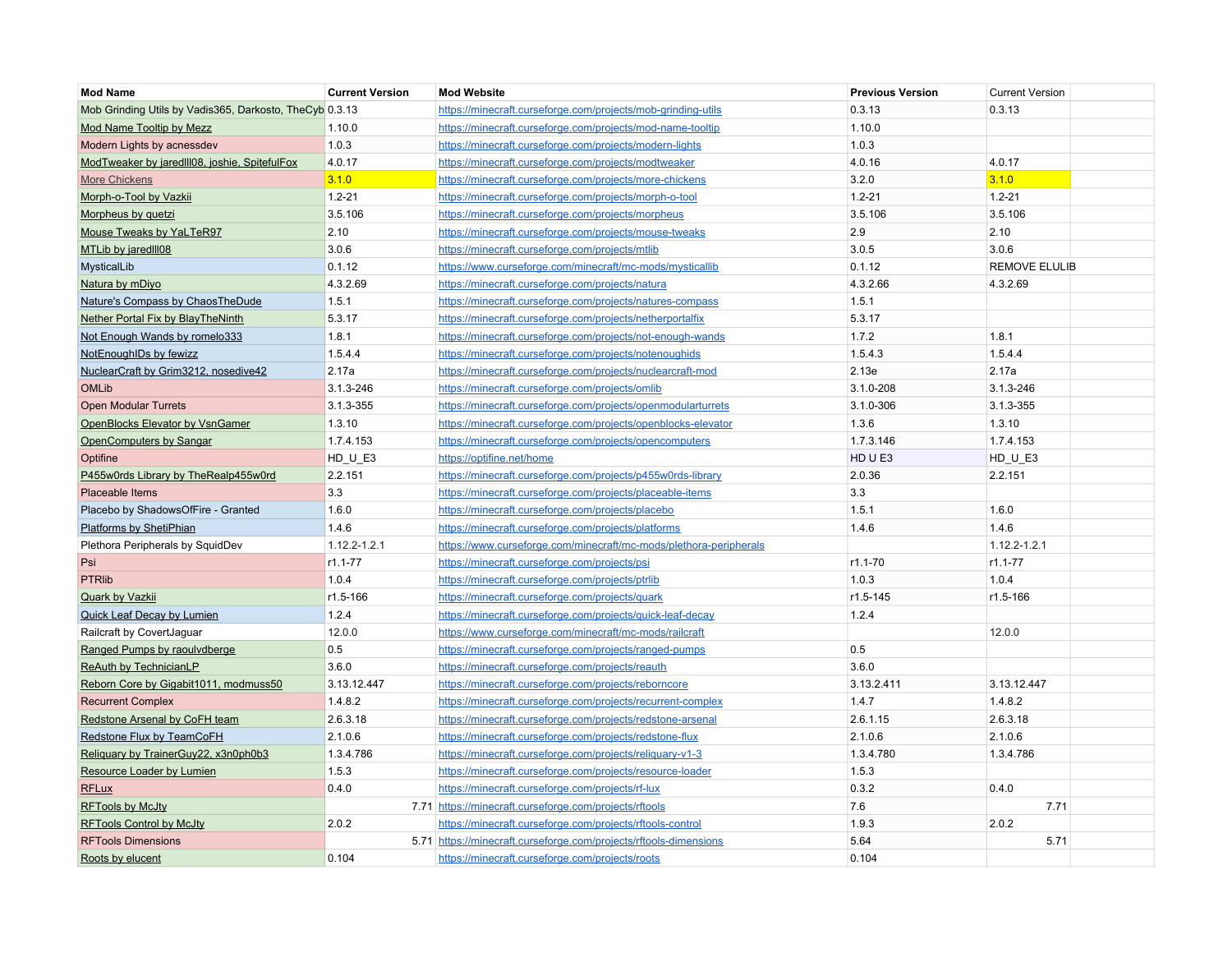| Mod Name | Current Version | Mod Website | Previous Version | Current Version | |
|---|---|---|---|---|---|
| Mob Grinding Utils by Vadis365, Darkosto, TheCyb | 0.3.13 | https://minecraft.curseforge.com/projects/mob-grinding-utils | 0.3.13 | 0.3.13 | |
| Mod Name Tooltip by Mezz | 1.10.0 | https://minecraft.curseforge.com/projects/mod-name-tooltip | 1.10.0 | | |
| Modern Lights by acnessdev | 1.0.3 | https://minecraft.curseforge.com/projects/modern-lights | 1.0.3 | | |
| ModTweaker by jaredlll08, joshie, SpitefulFox | 4.0.17 | https://minecraft.curseforge.com/projects/modtweaker | 4.0.16 | 4.0.17 | |
| More Chickens | 3.1.0 | https://minecraft.curseforge.com/projects/more-chickens | 3.2.0 | 3.1.0 | |
| Morph-o-Tool by Vazkii | 1.2-21 | https://minecraft.curseforge.com/projects/morph-o-tool | 1.2-21 | 1.2-21 | |
| Morpheus by quetzi | 3.5.106 | https://minecraft.curseforge.com/projects/morpheus | 3.5.106 | 3.5.106 | |
| Mouse Tweaks by YaLTeR97 | 2.10 | https://minecraft.curseforge.com/projects/mouse-tweaks | 2.9 | 2.10 | |
| MTLib by jaredlll08 | 3.0.6 | https://minecraft.curseforge.com/projects/mtlib | 3.0.5 | 3.0.6 | |
| MysticalLib | 0.1.12 | https://www.curseforge.com/minecraft/mc-mods/mysticallib | 0.1.12 | REMOVE ELULIB | |
| Natura by mDiyo | 4.3.2.69 | https://minecraft.curseforge.com/projects/natura | 4.3.2.66 | 4.3.2.69 | |
| Nature's Compass by ChaosTheDude | 1.5.1 | https://minecraft.curseforge.com/projects/natures-compass | 1.5.1 | | |
| Nether Portal Fix by BlayTheNinth | 5.3.17 | https://minecraft.curseforge.com/projects/netherportalfix | 5.3.17 | | |
| Not Enough Wands by romelo333 | 1.8.1 | https://minecraft.curseforge.com/projects/not-enough-wands | 1.7.2 | 1.8.1 | |
| NotEnoughIDs by fewizz | 1.5.4.4 | https://minecraft.curseforge.com/projects/notenoughids | 1.5.4.3 | 1.5.4.4 | |
| NuclearCraft by Grim3212, nosedive42 | 2.17a | https://minecraft.curseforge.com/projects/nuclearcraft-mod | 2.13e | 2.17a | |
| OMLib | 3.1.3-246 | https://minecraft.curseforge.com/projects/omlib | 3.1.0-208 | 3.1.3-246 | |
| Open Modular Turrets | 3.1.3-355 | https://minecraft.curseforge.com/projects/openmodularturrets | 3.1.0-306 | 3.1.3-355 | |
| OpenBlocks Elevator by VsnGamer | 1.3.10 | https://minecraft.curseforge.com/projects/openblocks-elevator | 1.3.6 | 1.3.10 | |
| OpenComputers by Sangar | 1.7.4.153 | https://minecraft.curseforge.com/projects/opencomputers | 1.7.3.146 | 1.7.4.153 | |
| Optifine | HD_U_E3 | https://optifine.net/home | HD U E3 | HD_U_E3 | |
| P455w0rds Library by TheRealp455w0rd | 2.2.151 | https://minecraft.curseforge.com/projects/p455w0rds-library | 2.0.36 | 2.2.151 | |
| Placeable Items | 3.3 | https://minecraft.curseforge.com/projects/placeable-items | 3.3 | | |
| Placebo by ShadowsOfFire - Granted | 1.6.0 | https://minecraft.curseforge.com/projects/placebo | 1.5.1 | 1.6.0 | |
| Platforms by ShetiPhian | 1.4.6 | https://minecraft.curseforge.com/projects/platforms | 1.4.6 | 1.4.6 | |
| Plethora Peripherals by SquidDev | 1.12.2-1.2.1 | https://www.curseforge.com/minecraft/mc-mods/plethora-peripherals | | 1.12.2-1.2.1 | |
| Psi | r1.1-77 | https://minecraft.curseforge.com/projects/psi | r1.1-70 | r1.1-77 | |
| PTRlib | 1.0.4 | https://minecraft.curseforge.com/projects/ptrlib | 1.0.3 | 1.0.4 | |
| Quark by Vazkii | r1.5-166 | https://minecraft.curseforge.com/projects/quark | r1.5-145 | r1.5-166 | |
| Quick Leaf Decay by Lumien | 1.2.4 | https://minecraft.curseforge.com/projects/quick-leaf-decay | 1.2.4 | | |
| Railcraft by CovertJaguar | 12.0.0 | https://www.curseforge.com/minecraft/mc-mods/railcraft | | 12.0.0 | |
| Ranged Pumps by raoulvdberge | 0.5 | https://minecraft.curseforge.com/projects/ranged-pumps | 0.5 | | |
| ReAuth by TechnicianLP | 3.6.0 | https://minecraft.curseforge.com/projects/reauth | 3.6.0 | | |
| Reborn Core by Gigabit1011, modmuss50 | 3.13.12.447 | https://minecraft.curseforge.com/projects/reborncore | 3.13.2.411 | 3.13.12.447 | |
| Recurrent Complex | 1.4.8.2 | https://minecraft.curseforge.com/projects/recurrent-complex | 1.4.7 | 1.4.8.2 | |
| Redstone Arsenal by CoFH team | 2.6.3.18 | https://minecraft.curseforge.com/projects/redstone-arsenal | 2.6.1.15 | 2.6.3.18 | |
| Redstone Flux by TeamCoFH | 2.1.0.6 | https://minecraft.curseforge.com/projects/redstone-flux | 2.1.0.6 | 2.1.0.6 | |
| Reliquary by TrainerGuy22, x3n0ph0b3 | 1.3.4.786 | https://minecraft.curseforge.com/projects/reliquary-v1-3 | 1.3.4.780 | 1.3.4.786 | |
| Resource Loader by Lumien | 1.5.3 | https://minecraft.curseforge.com/projects/resource-loader | 1.5.3 | | |
| RFLux | 0.4.0 | https://minecraft.curseforge.com/projects/rf-lux | 0.3.2 | 0.4.0 | |
| RFTools by McJty | 7.71 | https://minecraft.curseforge.com/projects/rftools | 7.6 | 7.71 | |
| RFTools Control by McJty | 2.0.2 | https://minecraft.curseforge.com/projects/rftools-control | 1.9.3 | 2.0.2 | |
| RFTools Dimensions | 5.71 | https://minecraft.curseforge.com/projects/rftools-dimensions | 5.64 | 5.71 | |
| Roots by elucent | 0.104 | https://minecraft.curseforge.com/projects/roots | 0.104 | | |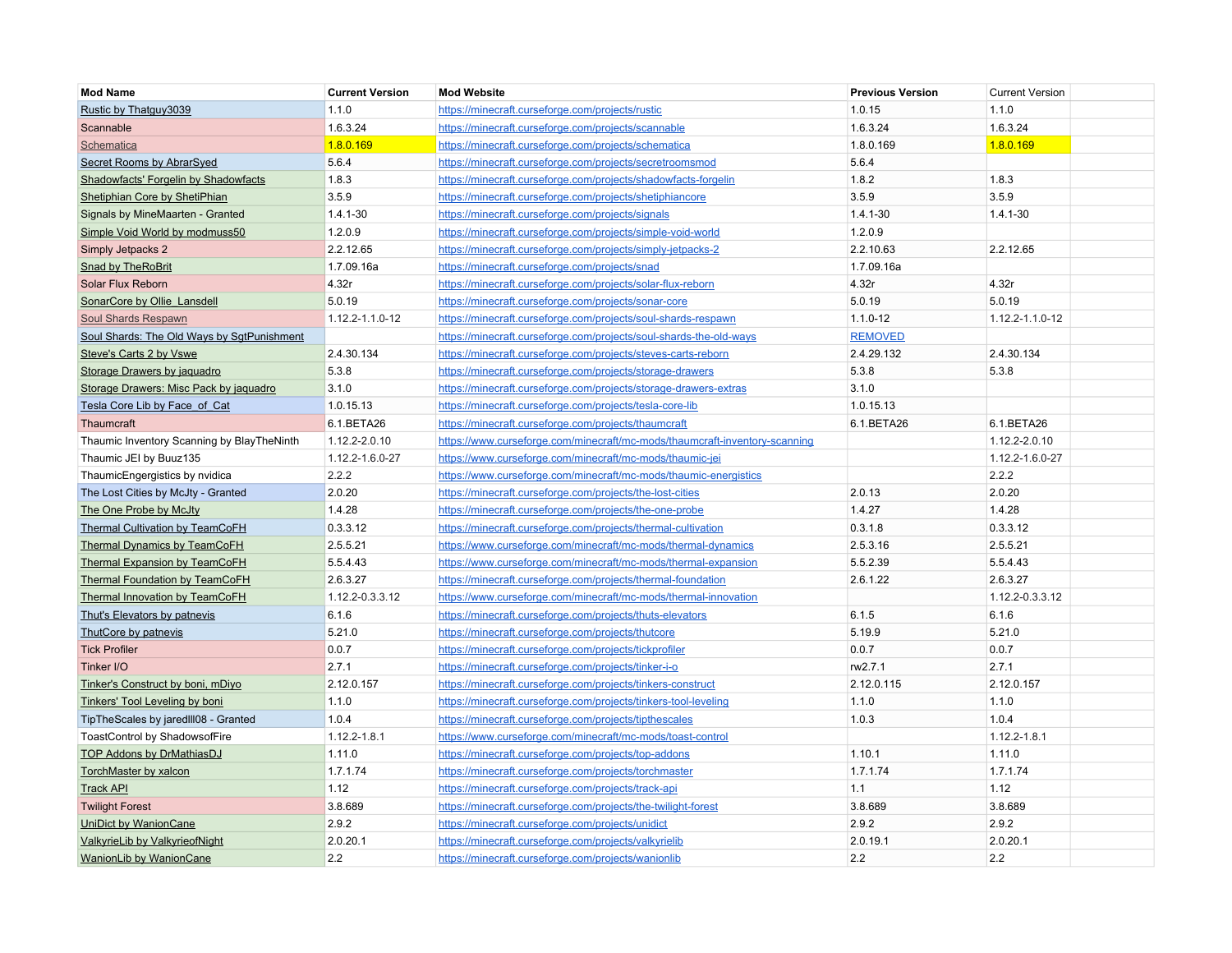| Mod Name | Current Version | Mod Website | Previous Version | Current Version | |
|---|---|---|---|---|---|
| Rustic by Thatguy3039 | 1.1.0 | https://minecraft.curseforge.com/projects/rustic | 1.0.15 | 1.1.0 | |
| Scannable | 1.6.3.24 | https://minecraft.curseforge.com/projects/scannable | 1.6.3.24 | 1.6.3.24 | |
| Schematica | 1.8.0.169 | https://minecraft.curseforge.com/projects/schematica | 1.8.0.169 | 1.8.0.169 | |
| Secret Rooms by AbrarSyed | 5.6.4 | https://minecraft.curseforge.com/projects/secretroomsmod | 5.6.4 | | |
| Shadowfacts' Forgelin by Shadowfacts | 1.8.3 | https://minecraft.curseforge.com/projects/shadowfacts-forgelin | 1.8.2 | 1.8.3 | |
| Shetiphian Core by ShetiPhian | 3.5.9 | https://minecraft.curseforge.com/projects/shetiphiancore | 3.5.9 | 3.5.9 | |
| Signals by MineMaarten - Granted | 1.4.1-30 | https://minecraft.curseforge.com/projects/signals | 1.4.1-30 | 1.4.1-30 | |
| Simple Void World by modmuss50 | 1.2.0.9 | https://minecraft.curseforge.com/projects/simple-void-world | 1.2.0.9 | | |
| Simply Jetpacks 2 | 2.2.12.65 | https://minecraft.curseforge.com/projects/simply-jetpacks-2 | 2.2.10.63 | 2.2.12.65 | |
| Snad by TheRoBrit | 1.7.09.16a | https://minecraft.curseforge.com/projects/snad | 1.7.09.16a | | |
| Solar Flux Reborn | 4.32r | https://minecraft.curseforge.com/projects/solar-flux-reborn | 4.32r | 4.32r | |
| SonarCore by Ollie_Lansdell | 5.0.19 | https://minecraft.curseforge.com/projects/sonar-core | 5.0.19 | 5.0.19 | |
| Soul Shards Respawn | 1.12.2-1.1.0-12 | https://minecraft.curseforge.com/projects/soul-shards-respawn | 1.1.0-12 | 1.12.2-1.1.0-12 | |
| Soul Shards: The Old Ways by SgtPunishment | | https://minecraft.curseforge.com/projects/soul-shards-the-old-ways | REMOVED | | |
| Steve's Carts 2 by Vswe | 2.4.30.134 | https://minecraft.curseforge.com/projects/steves-carts-reborn | 2.4.29.132 | 2.4.30.134 | |
| Storage Drawers by jaquadro | 5.3.8 | https://minecraft.curseforge.com/projects/storage-drawers | 5.3.8 | 5.3.8 | |
| Storage Drawers: Misc Pack by jaquadro | 3.1.0 | https://minecraft.curseforge.com/projects/storage-drawers-extras | 3.1.0 | | |
| Tesla Core Lib by Face_of_Cat | 1.0.15.13 | https://minecraft.curseforge.com/projects/tesla-core-lib | 1.0.15.13 | | |
| Thaumcraft | 6.1.BETA26 | https://minecraft.curseforge.com/projects/thaumcraft | 6.1.BETA26 | 6.1.BETA26 | |
| Thaumic Inventory Scanning by BlayTheNinth | 1.12.2-2.0.10 | https://www.curseforge.com/minecraft/mc-mods/thaumcraft-inventory-scanning | | 1.12.2-2.0.10 | |
| Thaumic JEI by Buuz135 | 1.12.2-1.6.0-27 | https://www.curseforge.com/minecraft/mc-mods/thaumic-jei | | 1.12.2-1.6.0-27 | |
| ThaumicEngergistics by nvidica | 2.2.2 | https://www.curseforge.com/minecraft/mc-mods/thaumic-energistics | | 2.2.2 | |
| The Lost Cities by McJty - Granted | 2.0.20 | https://minecraft.curseforge.com/projects/the-lost-cities | 2.0.13 | 2.0.20 | |
| The One Probe by McJty | 1.4.28 | https://minecraft.curseforge.com/projects/the-one-probe | 1.4.27 | 1.4.28 | |
| Thermal Cultivation by TeamCoFH | 0.3.3.12 | https://minecraft.curseforge.com/projects/thermal-cultivation | 0.3.1.8 | 0.3.3.12 | |
| Thermal Dynamics by TeamCoFH | 2.5.5.21 | https://www.curseforge.com/minecraft/mc-mods/thermal-dynamics | 2.5.3.16 | 2.5.5.21 | |
| Thermal Expansion by TeamCoFH | 5.5.4.43 | https://www.curseforge.com/minecraft/mc-mods/thermal-expansion | 5.5.2.39 | 5.5.4.43 | |
| Thermal Foundation by TeamCoFH | 2.6.3.27 | https://minecraft.curseforge.com/projects/thermal-foundation | 2.6.1.22 | 2.6.3.27 | |
| Thermal Innovation by TeamCoFH | 1.12.2-0.3.3.12 | https://www.curseforge.com/minecraft/mc-mods/thermal-innovation | | 1.12.2-0.3.3.12 | |
| Thut's Elevators by patnevis | 6.1.6 | https://minecraft.curseforge.com/projects/thuts-elevators | 6.1.5 | 6.1.6 | |
| ThutCore by patnevis | 5.21.0 | https://minecraft.curseforge.com/projects/thutcore | 5.19.9 | 5.21.0 | |
| Tick Profiler | 0.0.7 | https://minecraft.curseforge.com/projects/tickprofiler | 0.0.7 | 0.0.7 | |
| Tinker I/O | 2.7.1 | https://minecraft.curseforge.com/projects/tinker-i-o | rw2.7.1 | 2.7.1 | |
| Tinker's Construct by boni, mDiyo | 2.12.0.157 | https://minecraft.curseforge.com/projects/tinkers-construct | 2.12.0.115 | 2.12.0.157 | |
| Tinkers' Tool Leveling by boni | 1.1.0 | https://minecraft.curseforge.com/projects/tinkers-tool-leveling | 1.1.0 | 1.1.0 | |
| TipTheScales by jaredlll08 - Granted | 1.0.4 | https://minecraft.curseforge.com/projects/tipthescales | 1.0.3 | 1.0.4 | |
| ToastControl by ShadowsofFire | 1.12.2-1.8.1 | https://www.curseforge.com/minecraft/mc-mods/toast-control | | 1.12.2-1.8.1 | |
| TOP Addons by DrMathiasDJ | 1.11.0 | https://minecraft.curseforge.com/projects/top-addons | 1.10.1 | 1.11.0 | |
| TorchMaster by xalcon | 1.7.1.74 | https://minecraft.curseforge.com/projects/torchmaster | 1.7.1.74 | 1.7.1.74 | |
| Track API | 1.12 | https://minecraft.curseforge.com/projects/track-api | 1.1 | 1.12 | |
| Twilight Forest | 3.8.689 | https://minecraft.curseforge.com/projects/the-twilight-forest | 3.8.689 | 3.8.689 | |
| UniDict by WanionCane | 2.9.2 | https://minecraft.curseforge.com/projects/unidict | 2.9.2 | 2.9.2 | |
| ValkyrieLib by ValkyrieofNight | 2.0.20.1 | https://minecraft.curseforge.com/projects/valkyrielib | 2.0.19.1 | 2.0.20.1 | |
| WanionLib by WanionCane | 2.2 | https://minecraft.curseforge.com/projects/wanionlib | 2.2 | 2.2 | |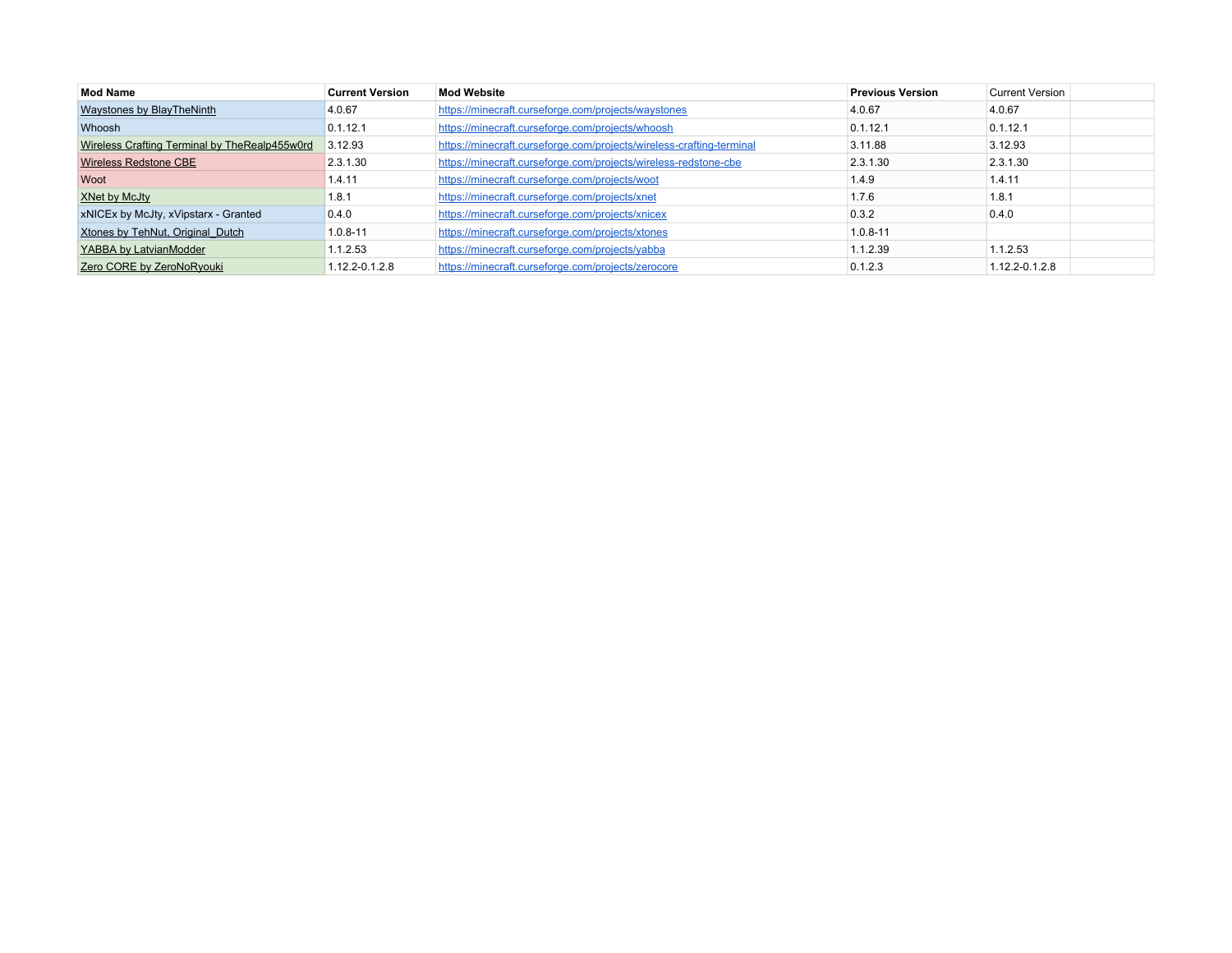| Mod Name | Current Version | Mod Website | Previous Version | Current Version | |
|---|---|---|---|---|---|
| Waystones by BlayTheNinth | 4.0.67 | https://minecraft.curseforge.com/projects/waystones | 4.0.67 | 4.0.67 | |
| Whoosh | 0.1.12.1 | https://minecraft.curseforge.com/projects/whoosh | 0.1.12.1 | 0.1.12.1 | |
| Wireless Crafting Terminal by TheRealp455w0rd | 3.12.93 | https://minecraft.curseforge.com/projects/wireless-crafting-terminal | 3.11.88 | 3.12.93 | |
| Wireless Redstone CBE | 2.3.1.30 | https://minecraft.curseforge.com/projects/wireless-redstone-cbe | 2.3.1.30 | 2.3.1.30 | |
| Woot | 1.4.11 | https://minecraft.curseforge.com/projects/woot | 1.4.9 | 1.4.11 | |
| XNet by McJty | 1.8.1 | https://minecraft.curseforge.com/projects/xnet | 1.7.6 | 1.8.1 | |
| xNICEx by McJty, xVipstarx - Granted | 0.4.0 | https://minecraft.curseforge.com/projects/xnicex | 0.3.2 | 0.4.0 | |
| Xtones by TehNut, Original_Dutch | 1.0.8-11 | https://minecraft.curseforge.com/projects/xtones | 1.0.8-11 | | |
| YABBA by LatvianModder | 1.1.2.53 | https://minecraft.curseforge.com/projects/yabba | 1.1.2.39 | 1.1.2.53 | |
| Zero CORE by ZeroNoRyouki | 1.12.2-0.1.2.8 | https://minecraft.curseforge.com/projects/zerocore | 0.1.2.3 | 1.12.2-0.1.2.8 | |